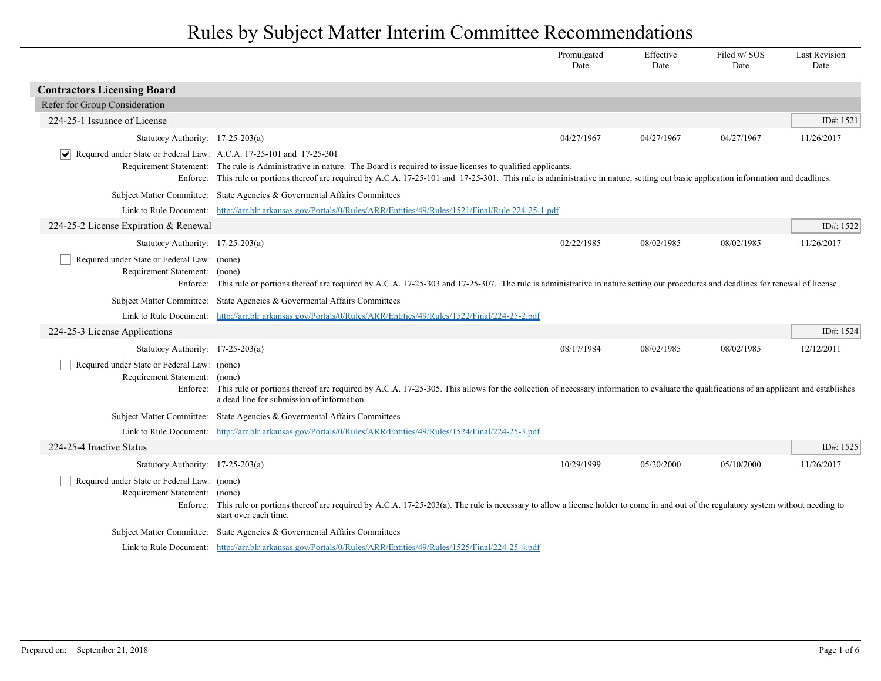# Rules by Subject Matter Interim Committee Recommendations

## Contractors Licensing Board

### Refer for Group Consideration

#### 224-25-1 Issuance of License

ID#: 1521

| Promulgated Date | Effective Date | Filed w/ SOS Date | Last Revision Date |
|---|---|---|---|
| 04/27/1967 | 04/27/1967 | 04/27/1967 | 11/26/2017 |

Statutory Authority: 17-25-203(a)

☑ Required under State or Federal Law: A.C.A. 17-25-101 and 17-25-301

Requirement Statement: The rule is Administrative in nature. The Board is required to issue licenses to qualified applicants.

Enforce: This rule or portions thereof are required by A.C.A. 17-25-101 and 17-25-301. This rule is administrative in nature, setting out basic application information and deadlines.

Subject Matter Committee: State Agencies & Govermental Affairs Committees

Link to Rule Document: http://arr.blr.arkansas.gov/Portals/0/Rules/ARR/Entities/49/Rules/1521/Final/Rule 224-25-1.pdf

#### 224-25-2 License Expiration & Renewal

ID#: 1522

| Promulgated Date | Effective Date | Filed w/ SOS Date | Last Revision Date |
|---|---|---|---|
| 02/22/1985 | 08/02/1985 | 08/02/1985 | 11/26/2017 |

Statutory Authority: 17-25-203(a)

☐ Required under State or Federal Law: (none)

Requirement Statement: (none)

Enforce: This rule or portions thereof are required by A.C.A. 17-25-303 and 17-25-307. The rule is administrative in nature setting out procedures and deadlines for renewal of license.

Subject Matter Committee: State Agencies & Govermental Affairs Committees

Link to Rule Document: http://arr.blr.arkansas.gov/Portals/0/Rules/ARR/Entities/49/Rules/1522/Final/224-25-2.pdf

#### 224-25-3 License Applications

ID#: 1524

| Promulgated Date | Effective Date | Filed w/ SOS Date | Last Revision Date |
|---|---|---|---|
| 08/17/1984 | 08/02/1985 | 08/02/1985 | 12/12/2011 |

Statutory Authority: 17-25-203(a)

☐ Required under State or Federal Law: (none)

Requirement Statement: (none)

Enforce: This rule or portions thereof are required by A.C.A. 17-25-305. This allows for the collection of necessary information to evaluate the qualifications of an applicant and establishes a dead line for submission of information.

Subject Matter Committee: State Agencies & Govermental Affairs Committees

Link to Rule Document: http://arr.blr.arkansas.gov/Portals/0/Rules/ARR/Entities/49/Rules/1524/Final/224-25-3.pdf

#### 224-25-4 Inactive Status

ID#: 1525

| Promulgated Date | Effective Date | Filed w/ SOS Date | Last Revision Date |
|---|---|---|---|
| 10/29/1999 | 05/20/2000 | 05/10/2000 | 11/26/2017 |

Statutory Authority: 17-25-203(a)

☐ Required under State or Federal Law: (none)

Requirement Statement: (none)

Enforce: This rule or portions thereof are required by A.C.A. 17-25-203(a). The rule is necessary to allow a license holder to come in and out of the regulatory system without needing to start over each time.

Subject Matter Committee: State Agencies & Govermental Affairs Committees

Link to Rule Document: http://arr.blr.arkansas.gov/Portals/0/Rules/ARR/Entities/49/Rules/1525/Final/224-25-4.pdf

Prepared on: September 21, 2018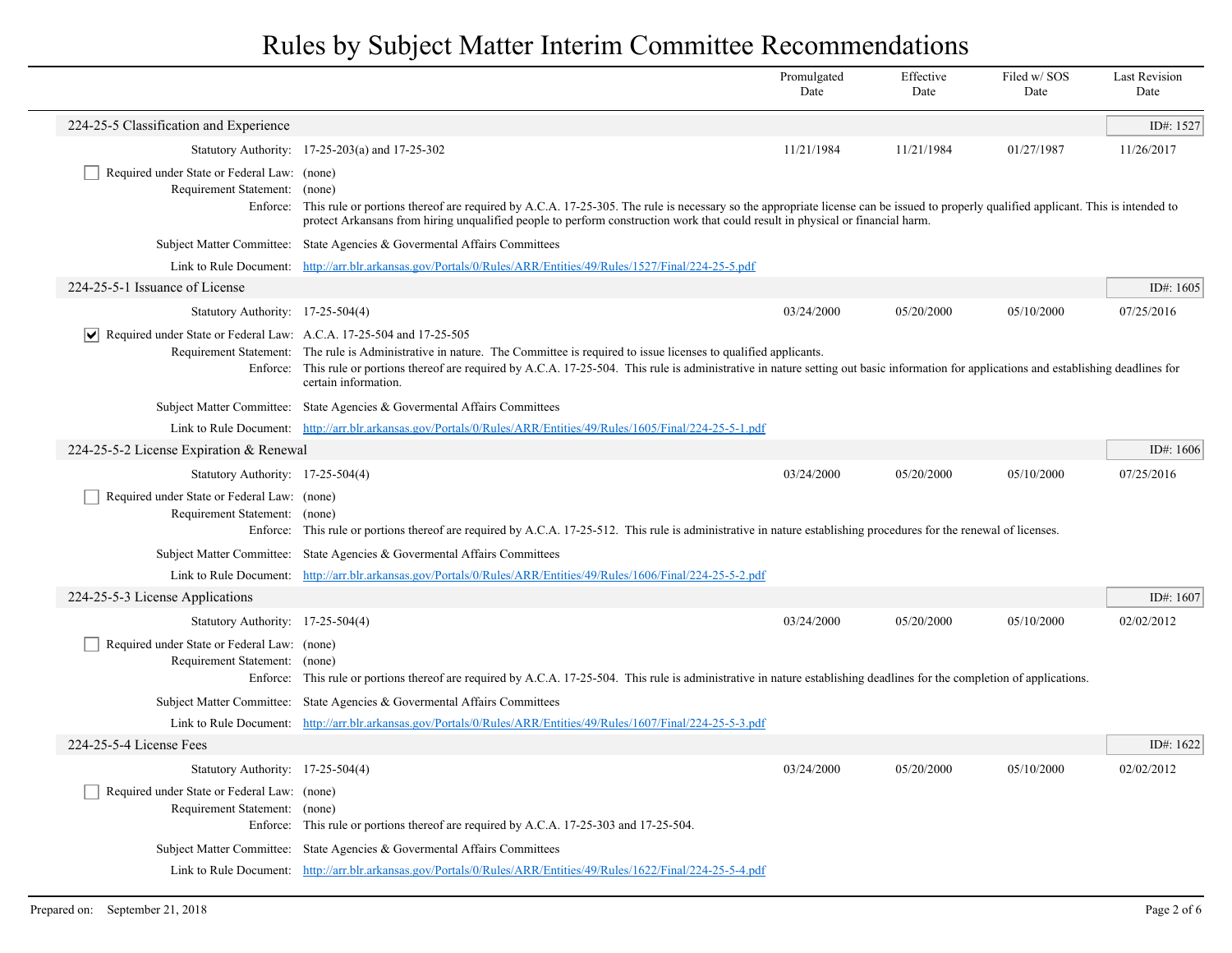# Rules by Subject Matter Interim Committee Recommendations

| | Promulgated Date | Effective Date | Filed w/ SOS Date | Last Revision Date |
|---|---|---|---|---|

## 224-25-5 Classification and Experience

ID#: 1527

| | Promulgated Date | Effective Date | Filed w/ SOS Date | Last Revision Date |
|---|---|---|---|---|
| Statutory Authority: 17-25-203(a) and 17-25-302 | 11/21/1984 | 11/21/1984 | 01/27/1987 | 11/26/2017 |

- [ ] Required under State or Federal Law: (none)

Requirement Statement: (none)

Enforce: This rule or portions thereof are required by A.C.A. 17-25-305. The rule is necessary so the appropriate license can be issued to properly qualified applicant. This is intended to protect Arkansans from hiring unqualified people to perform construction work that could result in physical or financial harm.

Subject Matter Committee: State Agencies & Govermental Affairs Committees

Link to Rule Document: http://arr.blr.arkansas.gov/Portals/0/Rules/ARR/Entities/49/Rules/1527/Final/224-25-5.pdf

## 224-25-5-1 Issuance of License

ID#: 1605

| | Promulgated Date | Effective Date | Filed w/ SOS Date | Last Revision Date |
|---|---|---|---|---|
| Statutory Authority: 17-25-504(4) | 03/24/2000 | 05/20/2000 | 05/10/2000 | 07/25/2016 |

- [x] Required under State or Federal Law: A.C.A. 17-25-504 and 17-25-505

Requirement Statement: The rule is Administrative in nature. The Committee is required to issue licenses to qualified applicants.

Enforce: This rule or portions thereof are required by A.C.A. 17-25-504. This rule is administrative in nature setting out basic information for applications and establishing deadlines for certain information.

Subject Matter Committee: State Agencies & Govermental Affairs Committees

Link to Rule Document: http://arr.blr.arkansas.gov/Portals/0/Rules/ARR/Entities/49/Rules/1605/Final/224-25-5-1.pdf

## 224-25-5-2 License Expiration & Renewal

ID#: 1606

| | Promulgated Date | Effective Date | Filed w/ SOS Date | Last Revision Date |
|---|---|---|---|---|
| Statutory Authority: 17-25-504(4) | 03/24/2000 | 05/20/2000 | 05/10/2000 | 07/25/2016 |

- [ ] Required under State or Federal Law: (none)

Requirement Statement: (none)

Enforce: This rule or portions thereof are required by A.C.A. 17-25-512. This rule is administrative in nature establishing procedures for the renewal of licenses.

Subject Matter Committee: State Agencies & Govermental Affairs Committees

Link to Rule Document: http://arr.blr.arkansas.gov/Portals/0/Rules/ARR/Entities/49/Rules/1606/Final/224-25-5-2.pdf

## 224-25-5-3 License Applications

ID#: 1607

| | Promulgated Date | Effective Date | Filed w/ SOS Date | Last Revision Date |
|---|---|---|---|---|
| Statutory Authority: 17-25-504(4) | 03/24/2000 | 05/20/2000 | 05/10/2000 | 02/02/2012 |

- [ ] Required under State or Federal Law: (none)

Requirement Statement: (none)

Enforce: This rule or portions thereof are required by A.C.A. 17-25-504. This rule is administrative in nature establishing deadlines for the completion of applications.

Subject Matter Committee: State Agencies & Govermental Affairs Committees

Link to Rule Document: http://arr.blr.arkansas.gov/Portals/0/Rules/ARR/Entities/49/Rules/1607/Final/224-25-5-3.pdf

## 224-25-5-4 License Fees

ID#: 1622

| | Promulgated Date | Effective Date | Filed w/ SOS Date | Last Revision Date |
|---|---|---|---|---|
| Statutory Authority: 17-25-504(4) | 03/24/2000 | 05/20/2000 | 05/10/2000 | 02/02/2012 |

- [ ] Required under State or Federal Law: (none)

Requirement Statement: (none)

Enforce: This rule or portions thereof are required by A.C.A. 17-25-303 and 17-25-504.

Subject Matter Committee: State Agencies & Govermental Affairs Committees

Link to Rule Document: http://arr.blr.arkansas.gov/Portals/0/Rules/ARR/Entities/49/Rules/1622/Final/224-25-5-4.pdf

Prepared on: September 21, 2018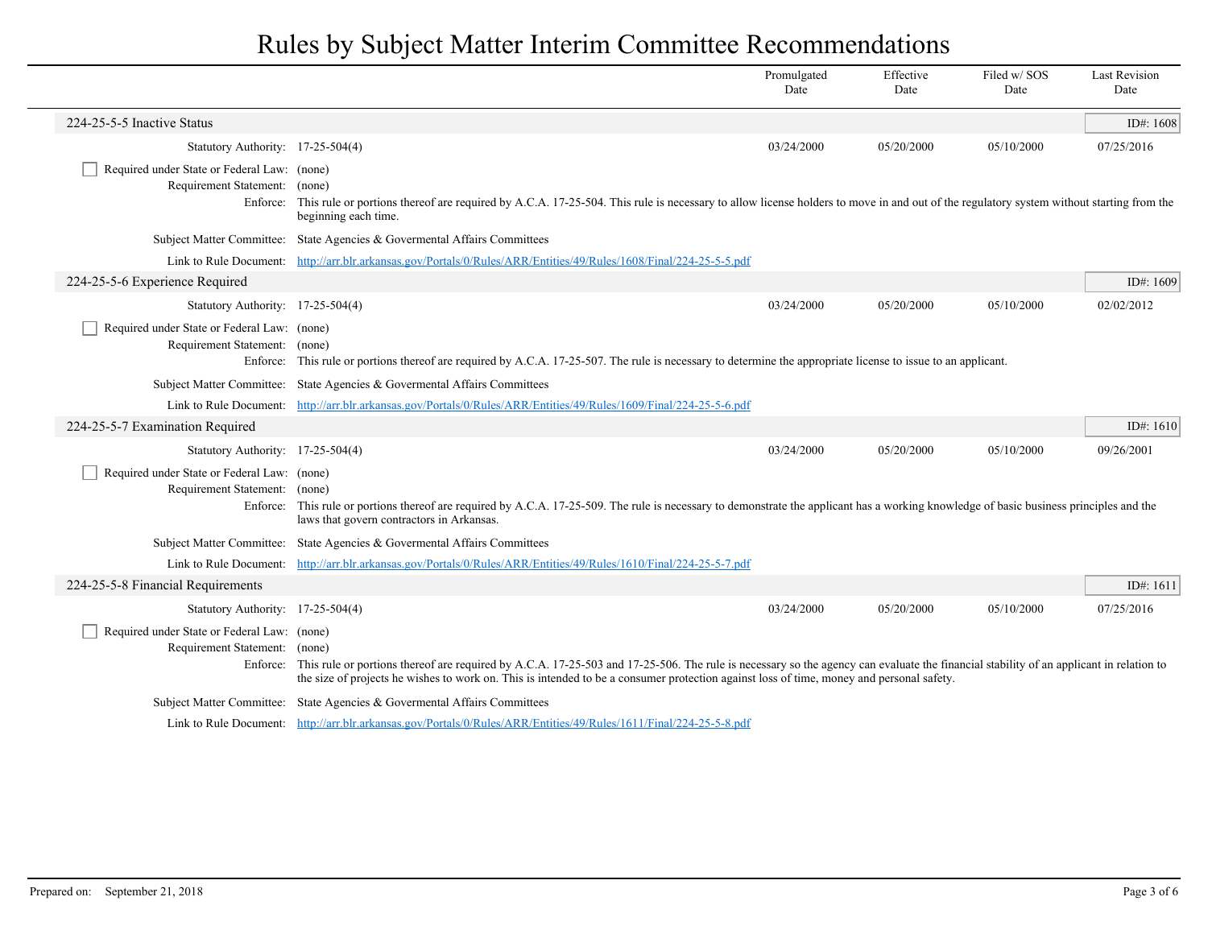# Rules by Subject Matter Interim Committee Recommendations

| | | Promulgated Date | Effective Date | Filed w/ SOS Date | Last Revision Date |
|---|---|---|---|---|---|

## 224-25-5-5 Inactive Status

ID#: 1608

| | | Promulgated Date | Effective Date | Filed w/ SOS Date | Last Revision Date |
|---|---|---|---|---|---|
| Statutory Authority: | 17-25-504(4) | 03/24/2000 | 05/20/2000 | 05/10/2000 | 07/25/2016 |

- [ ] Required under State or Federal Law: (none)

Requirement Statement: (none)

Enforce: This rule or portions thereof are required by A.C.A. 17-25-504. This rule is necessary to allow license holders to move in and out of the regulatory system without starting from the beginning each time.

Subject Matter Committee: State Agencies & Govermental Affairs Committees

Link to Rule Document: http://arr.blr.arkansas.gov/Portals/0/Rules/ARR/Entities/49/Rules/1608/Final/224-25-5-5.pdf

## 224-25-5-6 Experience Required

ID#: 1609

| | | Promulgated Date | Effective Date | Filed w/ SOS Date | Last Revision Date |
|---|---|---|---|---|---|
| Statutory Authority: | 17-25-504(4) | 03/24/2000 | 05/20/2000 | 05/10/2000 | 02/02/2012 |

- [ ] Required under State or Federal Law: (none)

Requirement Statement: (none)

Enforce: This rule or portions thereof are required by A.C.A. 17-25-507. The rule is necessary to determine the appropriate license to issue to an applicant.

Subject Matter Committee: State Agencies & Govermental Affairs Committees

Link to Rule Document: http://arr.blr.arkansas.gov/Portals/0/Rules/ARR/Entities/49/Rules/1609/Final/224-25-5-6.pdf

## 224-25-5-7 Examination Required

ID#: 1610

| | | Promulgated Date | Effective Date | Filed w/ SOS Date | Last Revision Date |
|---|---|---|---|---|---|
| Statutory Authority: | 17-25-504(4) | 03/24/2000 | 05/20/2000 | 05/10/2000 | 09/26/2001 |

- [ ] Required under State or Federal Law: (none)

Requirement Statement: (none)

Enforce: This rule or portions thereof are required by A.C.A. 17-25-509. The rule is necessary to demonstrate the applicant has a working knowledge of basic business principles and the laws that govern contractors in Arkansas.

Subject Matter Committee: State Agencies & Govermental Affairs Committees

Link to Rule Document: http://arr.blr.arkansas.gov/Portals/0/Rules/ARR/Entities/49/Rules/1610/Final/224-25-5-7.pdf

## 224-25-5-8 Financial Requirements

ID#: 1611

| | | Promulgated Date | Effective Date | Filed w/ SOS Date | Last Revision Date |
|---|---|---|---|---|---|
| Statutory Authority: | 17-25-504(4) | 03/24/2000 | 05/20/2000 | 05/10/2000 | 07/25/2016 |

- [ ] Required under State or Federal Law: (none)

Requirement Statement: (none)

Enforce: This rule or portions thereof are required by A.C.A. 17-25-503 and 17-25-506. The rule is necessary so the agency can evaluate the financial stability of an applicant in relation to the size of projects he wishes to work on. This is intended to be a consumer protection against loss of time, money and personal safety.

Subject Matter Committee: State Agencies & Govermental Affairs Committees

Link to Rule Document: http://arr.blr.arkansas.gov/Portals/0/Rules/ARR/Entities/49/Rules/1611/Final/224-25-5-8.pdf

Prepared on: September 21, 2018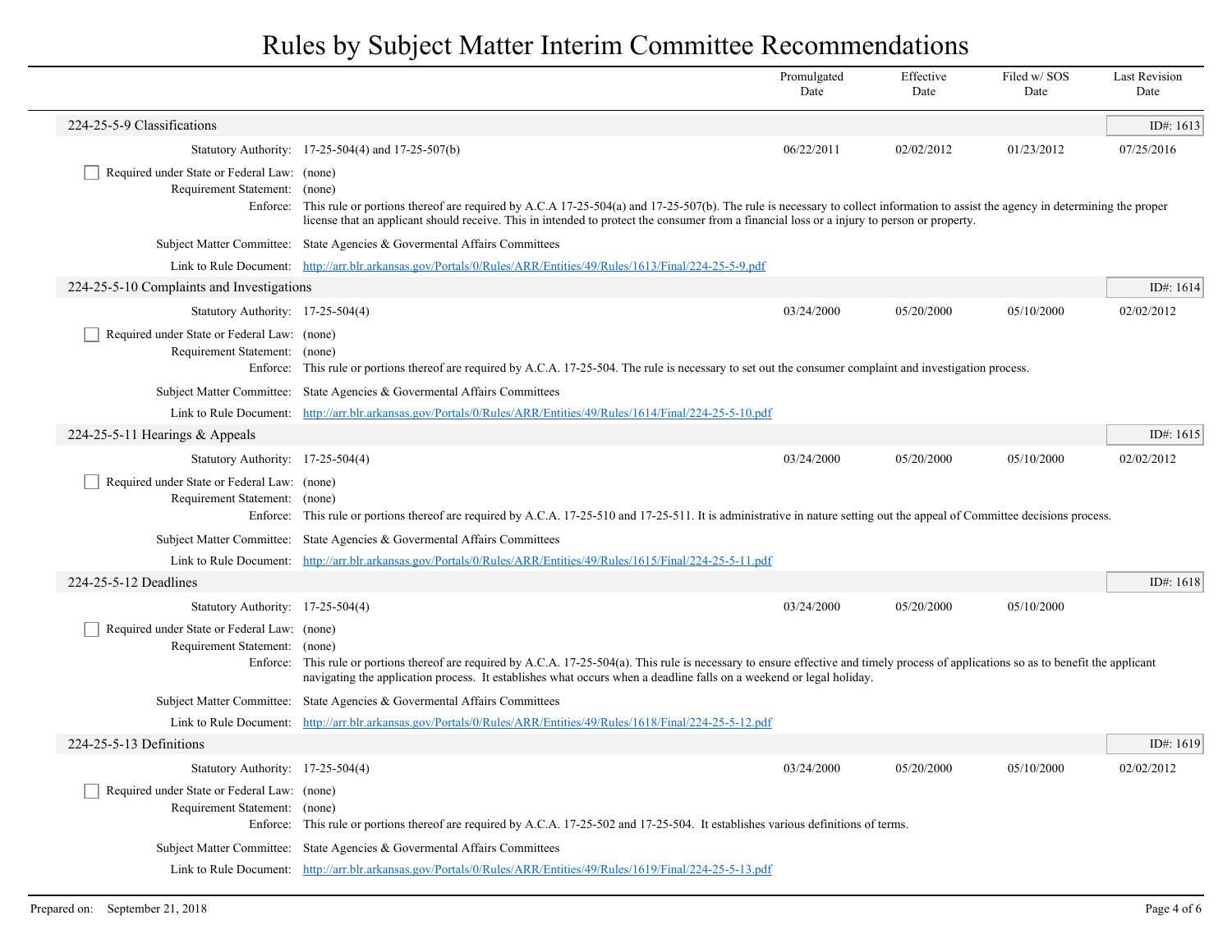# Rules by Subject Matter Interim Committee Recommendations

| | Promulgated Date | Effective Date | Filed w/ SOS Date | Last Revision Date |
|---|---|---|---|---|

## 224-25-5-9 Classifications

ID#: 1613

| | | Promulgated Date | Effective Date | Filed w/ SOS Date | Last Revision Date |
|---|---|---|---|---|---|
| Statutory Authority: | 17-25-504(4) and 17-25-507(b) | 06/22/2011 | 02/02/2012 | 01/23/2012 | 07/25/2016 |

☐ Required under State or Federal Law: (none)

Requirement Statement: (none)

Enforce: This rule or portions thereof are required by A.C.A 17-25-504(a) and 17-25-507(b). The rule is necessary to collect information to assist the agency in determining the proper license that an applicant should receive. This in intended to protect the consumer from a financial loss or a injury to person or property.

Subject Matter Committee: State Agencies & Govermental Affairs Committees

Link to Rule Document: http://arr.blr.arkansas.gov/Portals/0/Rules/ARR/Entities/49/Rules/1613/Final/224-25-5-9.pdf

## 224-25-5-10 Complaints and Investigations

ID#: 1614

| | | Promulgated Date | Effective Date | Filed w/ SOS Date | Last Revision Date |
|---|---|---|---|---|---|
| Statutory Authority: | 17-25-504(4) | 03/24/2000 | 05/20/2000 | 05/10/2000 | 02/02/2012 |

☐ Required under State or Federal Law: (none)

Requirement Statement: (none)

Enforce: This rule or portions thereof are required by A.C.A. 17-25-504. The rule is necessary to set out the consumer complaint and investigation process.

Subject Matter Committee: State Agencies & Govermental Affairs Committees

Link to Rule Document: http://arr.blr.arkansas.gov/Portals/0/Rules/ARR/Entities/49/Rules/1614/Final/224-25-5-10.pdf

## 224-25-5-11 Hearings & Appeals

ID#: 1615

| | | Promulgated Date | Effective Date | Filed w/ SOS Date | Last Revision Date |
|---|---|---|---|---|---|
| Statutory Authority: | 17-25-504(4) | 03/24/2000 | 05/20/2000 | 05/10/2000 | 02/02/2012 |

☐ Required under State or Federal Law: (none)

Requirement Statement: (none)

Enforce: This rule or portions thereof are required by A.C.A. 17-25-510 and 17-25-511. It is administrative in nature setting out the appeal of Committee decisions process.

Subject Matter Committee: State Agencies & Govermental Affairs Committees

Link to Rule Document: http://arr.blr.arkansas.gov/Portals/0/Rules/ARR/Entities/49/Rules/1615/Final/224-25-5-11.pdf

## 224-25-5-12 Deadlines

ID#: 1618

| | | Promulgated Date | Effective Date | Filed w/ SOS Date | Last Revision Date |
|---|---|---|---|---|---|
| Statutory Authority: | 17-25-504(4) | 03/24/2000 | 05/20/2000 | 05/10/2000 | |

☐ Required under State or Federal Law: (none)

Requirement Statement: (none)

Enforce: This rule or portions thereof are required by A.C.A. 17-25-504(a). This rule is necessary to ensure effective and timely process of applications so as to benefit the applicant navigating the application process. It establishes what occurs when a deadline falls on a weekend or legal holiday.

Subject Matter Committee: State Agencies & Govermental Affairs Committees

Link to Rule Document: http://arr.blr.arkansas.gov/Portals/0/Rules/ARR/Entities/49/Rules/1618/Final/224-25-5-12.pdf

## 224-25-5-13 Definitions

ID#: 1619

| | | Promulgated Date | Effective Date | Filed w/ SOS Date | Last Revision Date |
|---|---|---|---|---|---|
| Statutory Authority: | 17-25-504(4) | 03/24/2000 | 05/20/2000 | 05/10/2000 | 02/02/2012 |

☐ Required under State or Federal Law: (none)

Requirement Statement: (none)

Enforce: This rule or portions thereof are required by A.C.A. 17-25-502 and 17-25-504. It establishes various definitions of terms.

Subject Matter Committee: State Agencies & Govermental Affairs Committees

Link to Rule Document: http://arr.blr.arkansas.gov/Portals/0/Rules/ARR/Entities/49/Rules/1619/Final/224-25-5-13.pdf

Prepared on: September 21, 2018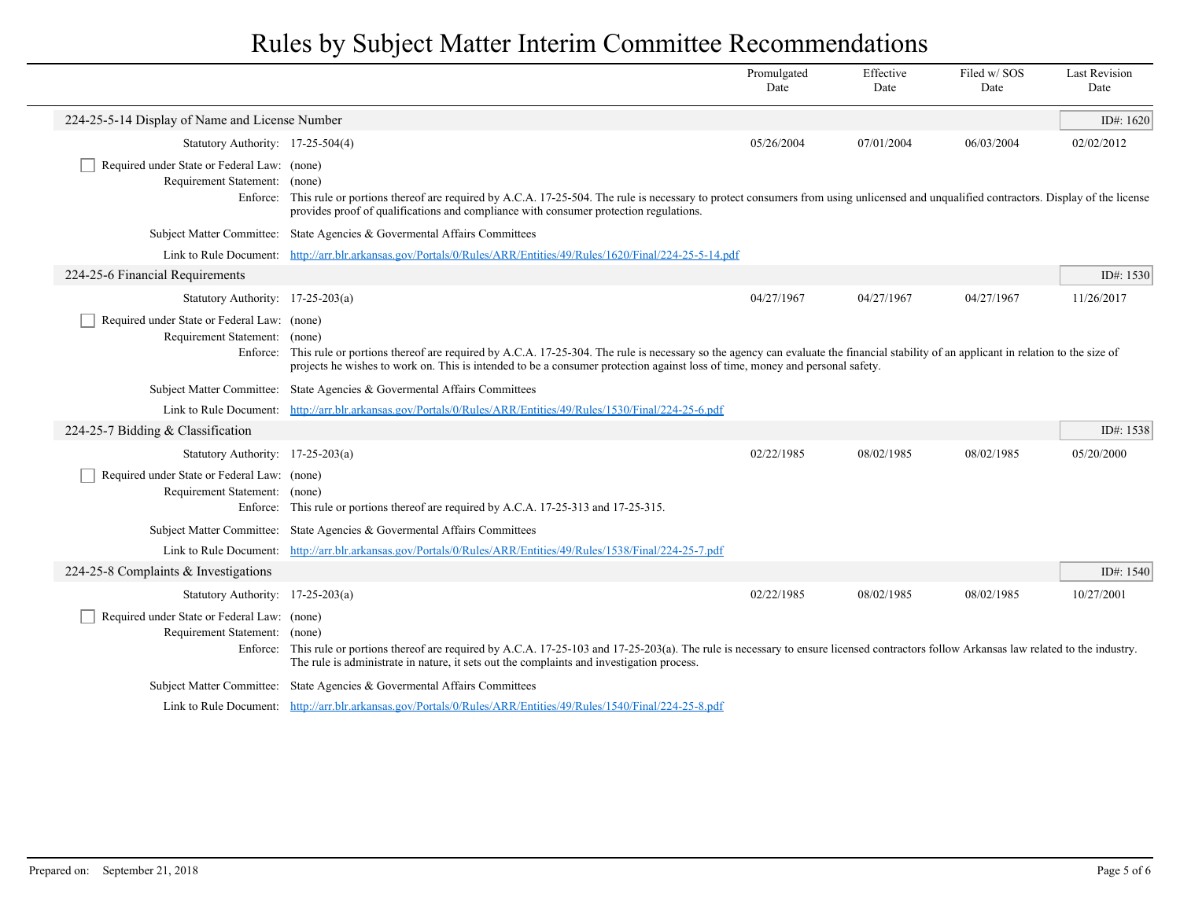# Rules by Subject Matter Interim Committee Recommendations

| | Promulgated Date | Effective Date | Filed w/ SOS Date | Last Revision Date |
|---|---|---|---|---|

## 224-25-5-14 Display of Name and License Number

ID#: 1620

| | Promulgated Date | Effective Date | Filed w/ SOS Date | Last Revision Date |
|---|---|---|---|---|
| Statutory Authority: 17-25-504(4) | 05/26/2004 | 07/01/2004 | 06/03/2004 | 02/02/2012 |

- [ ] Required under State or Federal Law: (none)

Requirement Statement: (none)

Enforce: This rule or portions thereof are required by A.C.A. 17-25-504. The rule is necessary to protect consumers from using unlicensed and unqualified contractors. Display of the license provides proof of qualifications and compliance with consumer protection regulations.

Subject Matter Committee: State Agencies & Govermental Affairs Committees

Link to Rule Document: [http://arr.blr.arkansas.gov/Portals/0/Rules/ARR/Entities/49/Rules/1620/Final/224-25-5-14.pdf](http://arr.blr.arkansas.gov/Portals/0/Rules/ARR/Entities/49/Rules/1620/Final/224-25-5-14.pdf)

## 224-25-6 Financial Requirements

ID#: 1530

| | Promulgated Date | Effective Date | Filed w/ SOS Date | Last Revision Date |
|---|---|---|---|---|
| Statutory Authority: 17-25-203(a) | 04/27/1967 | 04/27/1967 | 04/27/1967 | 11/26/2017 |

- [ ] Required under State or Federal Law: (none)

Requirement Statement: (none)

Enforce: This rule or portions thereof are required by A.C.A. 17-25-304. The rule is necessary so the agency can evaluate the financial stability of an applicant in relation to the size of projects he wishes to work on. This is intended to be a consumer protection against loss of time, money and personal safety.

Subject Matter Committee: State Agencies & Govermental Affairs Committees

Link to Rule Document: [http://arr.blr.arkansas.gov/Portals/0/Rules/ARR/Entities/49/Rules/1530/Final/224-25-6.pdf](http://arr.blr.arkansas.gov/Portals/0/Rules/ARR/Entities/49/Rules/1530/Final/224-25-6.pdf)

## 224-25-7 Bidding & Classification

ID#: 1538

| | Promulgated Date | Effective Date | Filed w/ SOS Date | Last Revision Date |
|---|---|---|---|---|
| Statutory Authority: 17-25-203(a) | 02/22/1985 | 08/02/1985 | 08/02/1985 | 05/20/2000 |

- [ ] Required under State or Federal Law: (none)

Requirement Statement: (none)

Enforce: This rule or portions thereof are required by A.C.A. 17-25-313 and 17-25-315.

Subject Matter Committee: State Agencies & Govermental Affairs Committees

Link to Rule Document: [http://arr.blr.arkansas.gov/Portals/0/Rules/ARR/Entities/49/Rules/1538/Final/224-25-7.pdf](http://arr.blr.arkansas.gov/Portals/0/Rules/ARR/Entities/49/Rules/1538/Final/224-25-7.pdf)

## 224-25-8 Complaints & Investigations

ID#: 1540

| | Promulgated Date | Effective Date | Filed w/ SOS Date | Last Revision Date |
|---|---|---|---|---|
| Statutory Authority: 17-25-203(a) | 02/22/1985 | 08/02/1985 | 08/02/1985 | 10/27/2001 |

- [ ] Required under State or Federal Law: (none)

Requirement Statement: (none)

Enforce: This rule or portions thereof are required by A.C.A. 17-25-103 and 17-25-203(a). The rule is necessary to ensure licensed contractors follow Arkansas law related to the industry. The rule is administrate in nature, it sets out the complaints and investigation process.

Subject Matter Committee: State Agencies & Govermental Affairs Committees

Link to Rule Document: [http://arr.blr.arkansas.gov/Portals/0/Rules/ARR/Entities/49/Rules/1540/Final/224-25-8.pdf](http://arr.blr.arkansas.gov/Portals/0/Rules/ARR/Entities/49/Rules/1540/Final/224-25-8.pdf)

Prepared on: September 21, 2018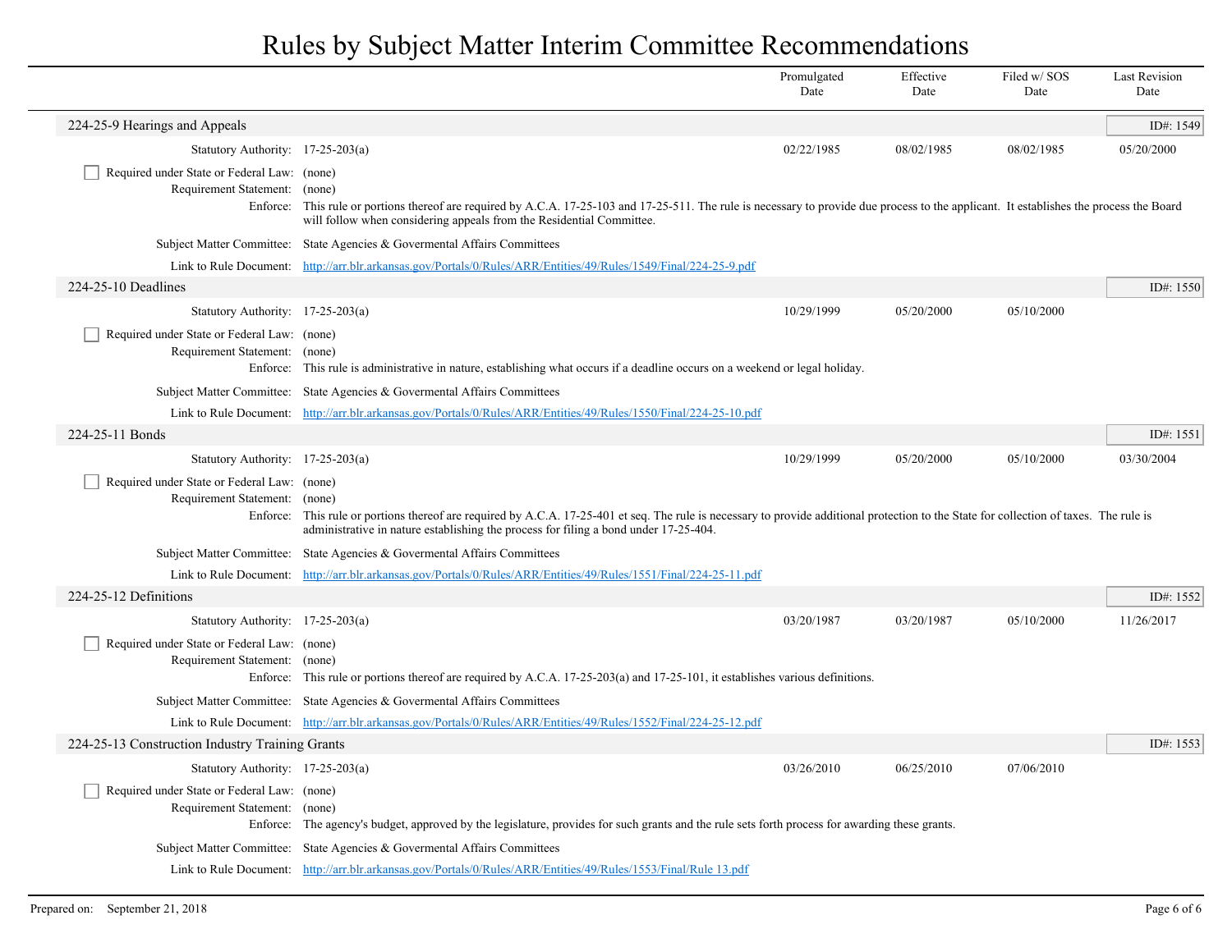# Rules by Subject Matter Interim Committee Recommendations

| | Promulgated Date | Effective Date | Filed w/ SOS Date | Last Revision Date |
|---|---|---|---|---|

## 224-25-9 Hearings and Appeals

ID#: 1549

| | Promulgated Date | Effective Date | Filed w/ SOS Date | Last Revision Date |
|---|---|---|---|---|
| Statutory Authority: 17-25-203(a) | 02/22/1985 | 08/02/1985 | 08/02/1985 | 05/20/2000 |

- [ ] Required under State or Federal Law: (none)

Requirement Statement: (none)

Enforce: This rule or portions thereof are required by A.C.A. 17-25-103 and 17-25-511. The rule is necessary to provide due process to the applicant. It establishes the process the Board will follow when considering appeals from the Residential Committee.

Subject Matter Committee: State Agencies & Govermental Affairs Committees

Link to Rule Document: http://arr.blr.arkansas.gov/Portals/0/Rules/ARR/Entities/49/Rules/1549/Final/224-25-9.pdf

## 224-25-10 Deadlines

ID#: 1550

| | Promulgated Date | Effective Date | Filed w/ SOS Date | Last Revision Date |
|---|---|---|---|---|
| Statutory Authority: 17-25-203(a) | 10/29/1999 | 05/20/2000 | 05/10/2000 | |

- [ ] Required under State or Federal Law: (none)

Requirement Statement: (none)

Enforce: This rule is administrative in nature, establishing what occurs if a deadline occurs on a weekend or legal holiday.

Subject Matter Committee: State Agencies & Govermental Affairs Committees

Link to Rule Document: http://arr.blr.arkansas.gov/Portals/0/Rules/ARR/Entities/49/Rules/1550/Final/224-25-10.pdf

## 224-25-11 Bonds

ID#: 1551

| | Promulgated Date | Effective Date | Filed w/ SOS Date | Last Revision Date |
|---|---|---|---|---|
| Statutory Authority: 17-25-203(a) | 10/29/1999 | 05/20/2000 | 05/10/2000 | 03/30/2004 |

- [ ] Required under State or Federal Law: (none)

Requirement Statement: (none)

Enforce: This rule or portions thereof are required by A.C.A. 17-25-401 et seq. The rule is necessary to provide additional protection to the State for collection of taxes. The rule is administrative in nature establishing the process for filing a bond under 17-25-404.

Subject Matter Committee: State Agencies & Govermental Affairs Committees

Link to Rule Document: http://arr.blr.arkansas.gov/Portals/0/Rules/ARR/Entities/49/Rules/1551/Final/224-25-11.pdf

## 224-25-12 Definitions

ID#: 1552

| | Promulgated Date | Effective Date | Filed w/ SOS Date | Last Revision Date |
|---|---|---|---|---|
| Statutory Authority: 17-25-203(a) | 03/20/1987 | 03/20/1987 | 05/10/2000 | 11/26/2017 |

- [ ] Required under State or Federal Law: (none)

Requirement Statement: (none)

Enforce: This rule or portions thereof are required by A.C.A. 17-25-203(a) and 17-25-101, it establishes various definitions.

Subject Matter Committee: State Agencies & Govermental Affairs Committees

Link to Rule Document: http://arr.blr.arkansas.gov/Portals/0/Rules/ARR/Entities/49/Rules/1552/Final/224-25-12.pdf

## 224-25-13 Construction Industry Training Grants

ID#: 1553

| | Promulgated Date | Effective Date | Filed w/ SOS Date | Last Revision Date |
|---|---|---|---|---|
| Statutory Authority: 17-25-203(a) | 03/26/2010 | 06/25/2010 | 07/06/2010 | |

- [ ] Required under State or Federal Law: (none)

Requirement Statement: (none)

Enforce: The agency's budget, approved by the legislature, provides for such grants and the rule sets forth process for awarding these grants.

Subject Matter Committee: State Agencies & Govermental Affairs Committees

Link to Rule Document: http://arr.blr.arkansas.gov/Portals/0/Rules/ARR/Entities/49/Rules/1553/Final/Rule 13.pdf

Prepared on: September 21, 2018